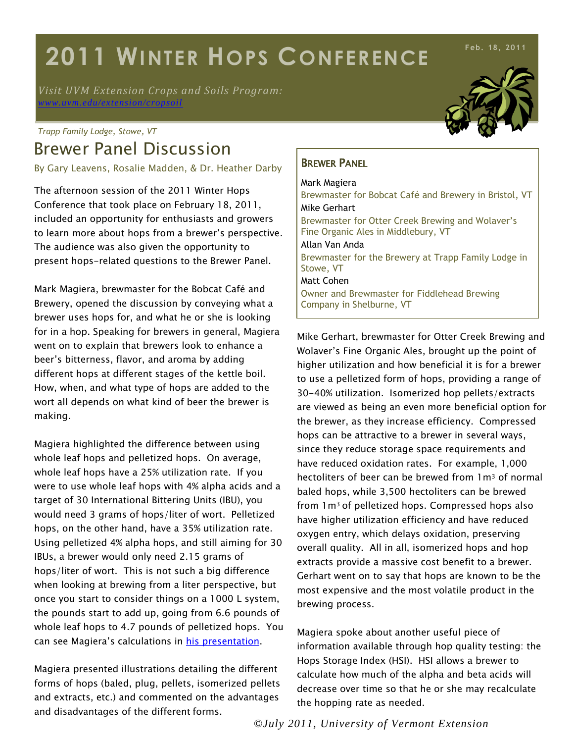# 2011 Winter Hops Conference

Feb. 18, 2011

*Visit UVM Extension Crops and Soils Program:*
*[www.uvm.edu/extension/cropsoil](www.uvm.edu/extension/cropsoil)*

*Trapp Family Lodge, Stowe, VT*

## Brewer Panel Discussion

By Gary Leavens, Rosalie Madden, & Dr. Heather Darby

The afternoon session of the 2011 Winter Hops Conference that took place on February 18, 2011, included an opportunity for enthusiasts and growers to learn more about hops from a brewer's perspective. The audience was also given the opportunity to present hops-related questions to the Brewer Panel.

### Brewer Panel

Mark Magiera
Brewmaster for Bobcat Café and Brewery in Bristol, VT

Mike Gerhart
Brewmaster for Otter Creek Brewing and Wolaver's Fine Organic Ales in Middlebury, VT

Allan Van Anda
Brewmaster for the Brewery at Trapp Family Lodge in Stowe, VT

Matt Cohen
Owner and Brewmaster for Fiddlehead Brewing Company in Shelburne, VT

Mark Magiera, brewmaster for the Bobcat Café and Brewery, opened the discussion by conveying what a brewer uses hops for, and what he or she is looking for in a hop. Speaking for brewers in general, Magiera went on to explain that brewers look to enhance a beer's bitterness, flavor, and aroma by adding different hops at different stages of the kettle boil. How, when, and what type of hops are added to the wort all depends on what kind of beer the brewer is making.

Magiera highlighted the difference between using whole leaf hops and pelletized hops. On average, whole leaf hops have a 25% utilization rate. If you were to use whole leaf hops with 4% alpha acids and a target of 30 International Bittering Units (IBU), you would need 3 grams of hops/liter of wort. Pelletized hops, on the other hand, have a 35% utilization rate. Using pelletized 4% alpha hops, and still aiming for 30 IBUs, a brewer would only need 2.15 grams of hops/liter of wort. This is not such a big difference when looking at brewing from a liter perspective, but once you start to consider things on a 1000 L system, the pounds start to add up, going from 6.6 pounds of whole leaf hops to 4.7 pounds of pelletized hops. You can see Magiera's calculations in [his presentation](his presentation).

Magiera presented illustrations detailing the different forms of hops (baled, plug, pellets, isomerized pellets and extracts, etc.) and commented on the advantages and disadvantages of the different forms.

Mike Gerhart, brewmaster for Otter Creek Brewing and Wolaver's Fine Organic Ales, brought up the point of higher utilization and how beneficial it is for a brewer to use a pelletized form of hops, providing a range of 30-40% utilization. Isomerized hop pellets/extracts are viewed as being an even more beneficial option for the brewer, as they increase efficiency. Compressed hops can be attractive to a brewer in several ways, since they reduce storage space requirements and have reduced oxidation rates. For example, 1,000 hectoliters of beer can be brewed from $1m^3$ of normal baled hops, while 3,500 hectoliters can be brewed from $1m^3$ of pelletized hops. Compressed hops also have higher utilization efficiency and have reduced oxygen entry, which delays oxidation, preserving overall quality. All in all, isomerized hops and hop extracts provide a massive cost benefit to a brewer. Gerhart went on to say that hops are known to be the most expensive and the most volatile product in the brewing process.

Magiera spoke about another useful piece of information available through hop quality testing: the Hops Storage Index (HSI). HSI allows a brewer to calculate how much of the alpha and beta acids will decrease over time so that he or she may recalculate the hopping rate as needed.

*©July 2011, University of Vermont Extension*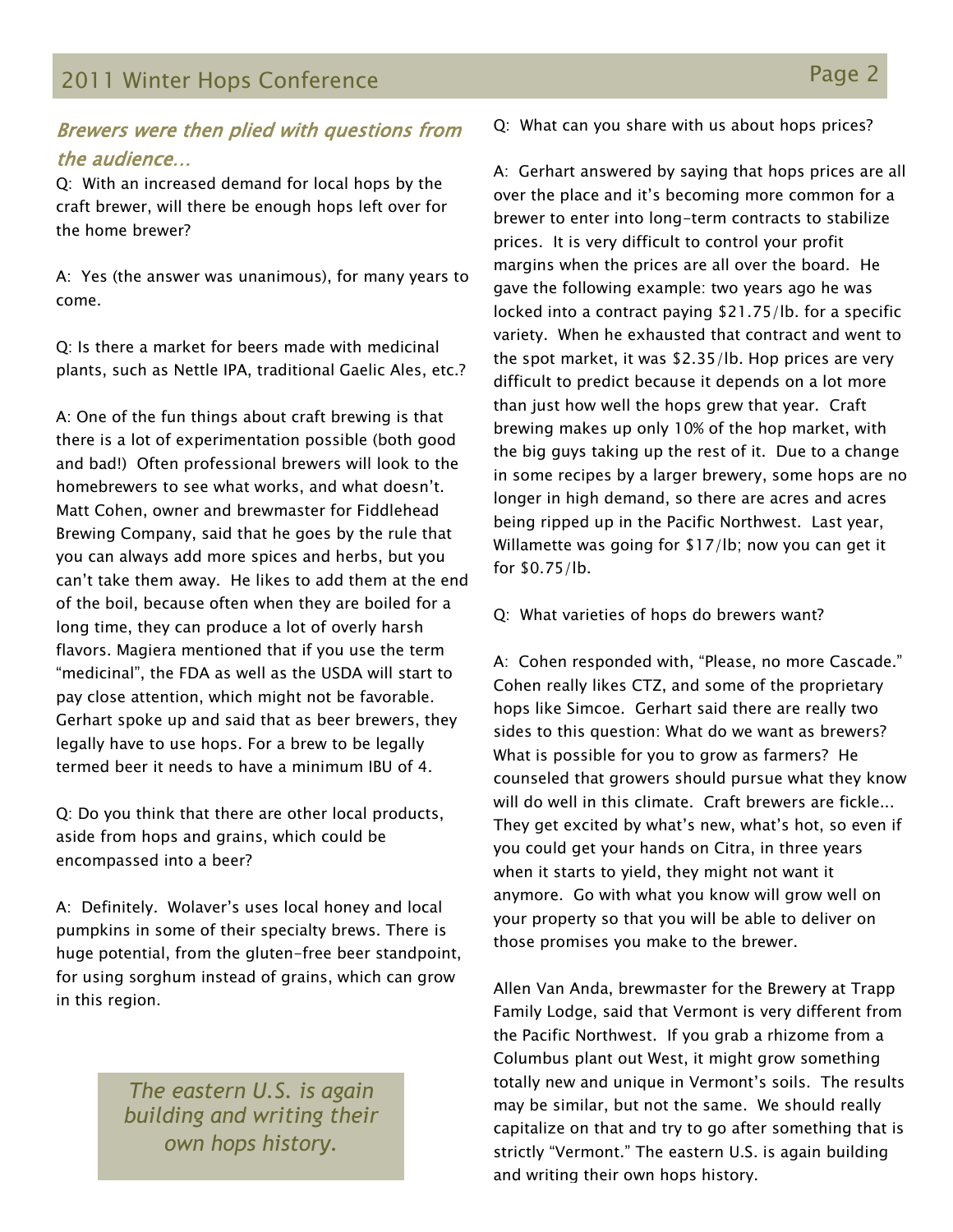## *Brewers were then plied with questions from the audience…*

Q: With an increased demand for local hops by the craft brewer, will there be enough hops left over for the home brewer?

A: Yes (the answer was unanimous), for many years to come.

Q: Is there a market for beers made with medicinal plants, such as Nettle IPA, traditional Gaelic Ales, etc.?

A: One of the fun things about craft brewing is that there is a lot of experimentation possible (both good and bad!) Often professional brewers will look to the homebrewers to see what works, and what doesn't. Matt Cohen, owner and brewmaster for Fiddlehead Brewing Company, said that he goes by the rule that you can always add more spices and herbs, but you can't take them away. He likes to add them at the end of the boil, because often when they are boiled for a long time, they can produce a lot of overly harsh flavors. Magiera mentioned that if you use the term "medicinal", the FDA as well as the USDA will start to pay close attention, which might not be favorable. Gerhart spoke up and said that as beer brewers, they legally have to use hops. For a brew to be legally termed beer it needs to have a minimum IBU of 4.

Q: Do you think that there are other local products, aside from hops and grains, which could be encompassed into a beer?

A: Definitely. Wolaver's uses local honey and local pumpkins in some of their specialty brews. There is huge potential, from the gluten-free beer standpoint, for using sorghum instead of grains, which can grow in this region.

> *The eastern U.S. is again building and writing their own hops history.*

Q: What can you share with us about hops prices?

A: Gerhart answered by saying that hops prices are all over the place and it's becoming more common for a brewer to enter into long-term contracts to stabilize prices. It is very difficult to control your profit margins when the prices are all over the board. He gave the following example: two years ago he was locked into a contract paying $21.75/lb. for a specific variety. When he exhausted that contract and went to the spot market, it was $2.35/lb. Hop prices are very difficult to predict because it depends on a lot more than just how well the hops grew that year. Craft brewing makes up only 10% of the hop market, with the big guys taking up the rest of it. Due to a change in some recipes by a larger brewery, some hops are no longer in high demand, so there are acres and acres being ripped up in the Pacific Northwest. Last year, Willamette was going for $17/lb; now you can get it for $0.75/lb.

Q: What varieties of hops do brewers want?

A: Cohen responded with, "Please, no more Cascade." Cohen really likes CTZ, and some of the proprietary hops like Simcoe. Gerhart said there are really two sides to this question: What do we want as brewers? What is possible for you to grow as farmers? He counseled that growers should pursue what they know will do well in this climate. Craft brewers are fickle... They get excited by what's new, what's hot, so even if you could get your hands on Citra, in three years when it starts to yield, they might not want it anymore. Go with what you know will grow well on your property so that you will be able to deliver on those promises you make to the brewer.

Allen Van Anda, brewmaster for the Brewery at Trapp Family Lodge, said that Vermont is very different from the Pacific Northwest. If you grab a rhizome from a Columbus plant out West, it might grow something totally new and unique in Vermont's soils. The results may be similar, but not the same. We should really capitalize on that and try to go after something that is strictly "Vermont." The eastern U.S. is again building and writing their own hops history.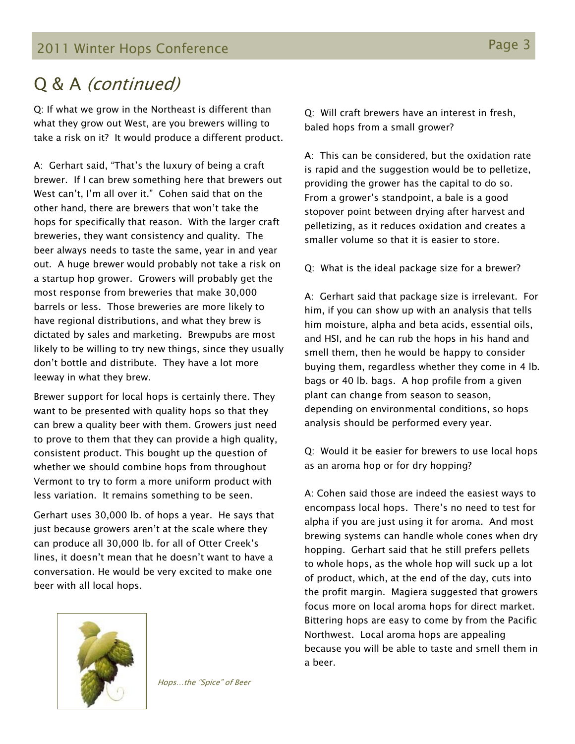# Q & A *(continued)*

Q: If what we grow in the Northeast is different than what they grow out West, are you brewers willing to take a risk on it? It would produce a different product.

A: Gerhart said, "That's the luxury of being a craft brewer. If I can brew something here that brewers out West can't, I'm all over it." Cohen said that on the other hand, there are brewers that won't take the hops for specifically that reason. With the larger craft breweries, they want consistency and quality. The beer always needs to taste the same, year in and year out. A huge brewer would probably not take a risk on a startup hop grower. Growers will probably get the most response from breweries that make 30,000 barrels or less. Those breweries are more likely to have regional distributions, and what they brew is dictated by sales and marketing. Brewpubs are most likely to be willing to try new things, since they usually don't bottle and distribute. They have a lot more leeway in what they brew.

Brewer support for local hops is certainly there. They want to be presented with quality hops so that they can brew a quality beer with them. Growers just need to prove to them that they can provide a high quality, consistent product. This bought up the question of whether we should combine hops from throughout Vermont to try to form a more uniform product with less variation. It remains something to be seen.

Gerhart uses 30,000 lb. of hops a year. He says that just because growers aren't at the scale where they can produce all 30,000 lb. for all of Otter Creek's lines, it doesn't mean that he doesn't want to have a conversation. He would be very excited to make one beer with all local hops.

*Hops…the "Spice" of Beer*

Q: Will craft brewers have an interest in fresh, baled hops from a small grower?

A: This can be considered, but the oxidation rate is rapid and the suggestion would be to pelletize, providing the grower has the capital to do so. From a grower's standpoint, a bale is a good stopover point between drying after harvest and pelletizing, as it reduces oxidation and creates a smaller volume so that it is easier to store.

Q: What is the ideal package size for a brewer?

A: Gerhart said that package size is irrelevant. For him, if you can show up with an analysis that tells him moisture, alpha and beta acids, essential oils, and HSI, and he can rub the hops in his hand and smell them, then he would be happy to consider buying them, regardless whether they come in 4 lb. bags or 40 lb. bags. A hop profile from a given plant can change from season to season, depending on environmental conditions, so hops analysis should be performed every year.

Q: Would it be easier for brewers to use local hops as an aroma hop or for dry hopping?

A: Cohen said those are indeed the easiest ways to encompass local hops. There's no need to test for alpha if you are just using it for aroma. And most brewing systems can handle whole cones when dry hopping. Gerhart said that he still prefers pellets to whole hops, as the whole hop will suck up a lot of product, which, at the end of the day, cuts into the profit margin. Magiera suggested that growers focus more on local aroma hops for direct market. Bittering hops are easy to come by from the Pacific Northwest. Local aroma hops are appealing because you will be able to taste and smell them in a beer.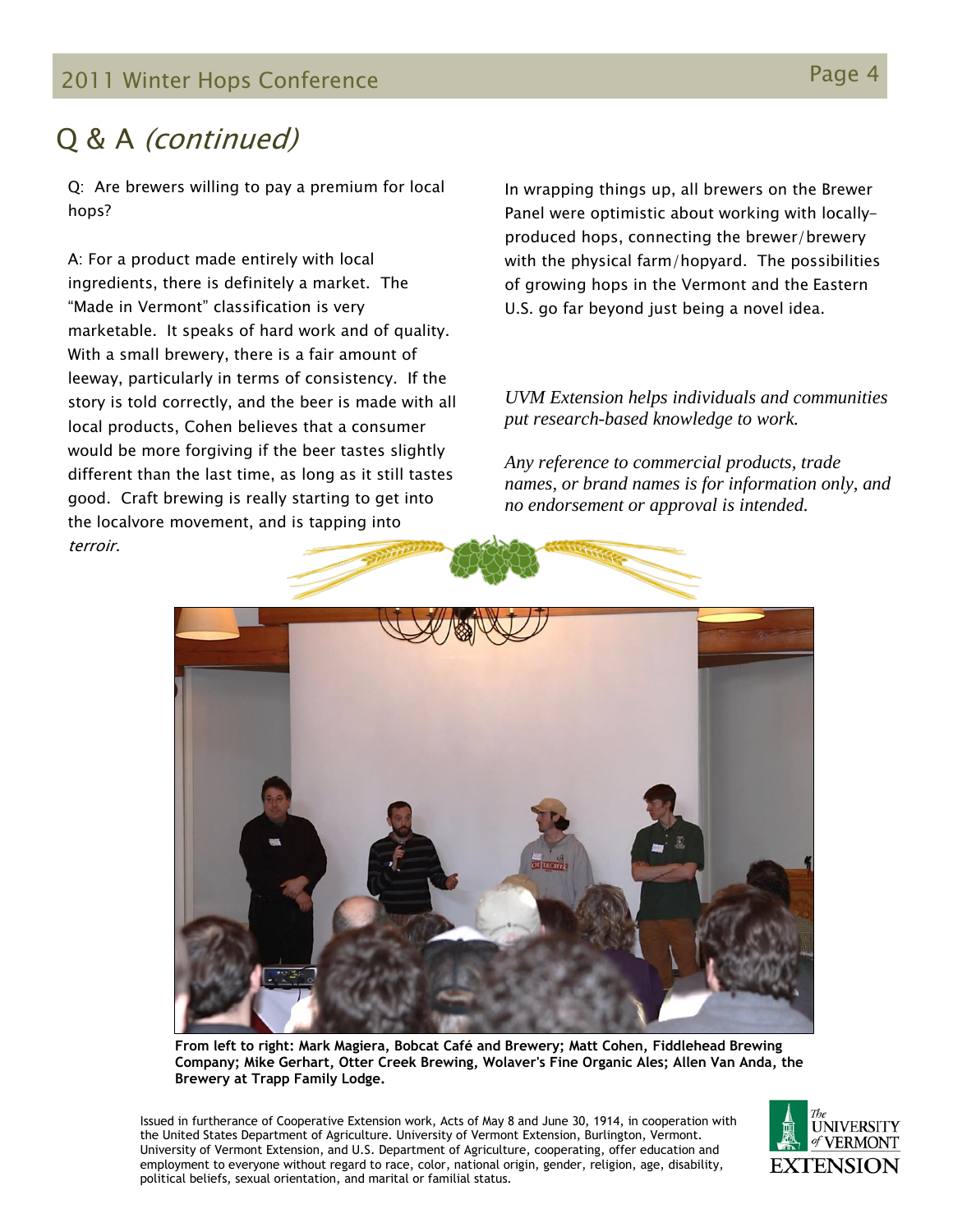## Q & A *(continued)*

Q: Are brewers willing to pay a premium for local hops?

A: For a product made entirely with local ingredients, there is definitely a market. The "Made in Vermont" classification is very marketable. It speaks of hard work and of quality. With a small brewery, there is a fair amount of leeway, particularly in terms of consistency. If the story is told correctly, and the beer is made with all local products, Cohen believes that a consumer would be more forgiving if the beer tastes slightly different than the last time, as long as it still tastes good. Craft brewing is really starting to get into the localvore movement, and is tapping into *terroir*.

In wrapping things up, all brewers on the Brewer Panel were optimistic about working with locally-produced hops, connecting the brewer/brewery with the physical farm/hopyard. The possibilities of growing hops in the Vermont and the Eastern U.S. go far beyond just being a novel idea.

*UVM Extension helps individuals and communities put research-based knowledge to work.*

*Any reference to commercial products, trade names, or brand names is for information only, and no endorsement or approval is intended.*

**From left to right: Mark Magiera, Bobcat Café and Brewery; Matt Cohen, Fiddlehead Brewing Company; Mike Gerhart, Otter Creek Brewing, Wolaver's Fine Organic Ales; Allen Van Anda, the Brewery at Trapp Family Lodge.**

Issued in furtherance of Cooperative Extension work, Acts of May 8 and June 30, 1914, in cooperation with the United States Department of Agriculture. University of Vermont Extension, Burlington, Vermont. University of Vermont Extension, and U.S. Department of Agriculture, cooperating, offer education and employment to everyone without regard to race, color, national origin, gender, religion, age, disability, political beliefs, sexual orientation, and marital or familial status.